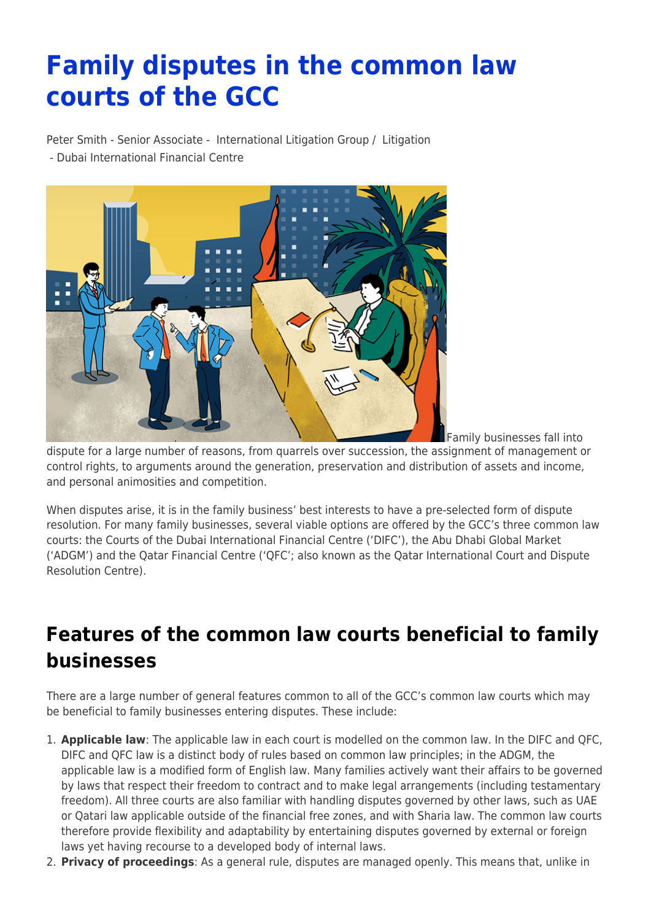# Family disputes in the common law courts of the GCC

Peter Smith - Senior Associate - International Litigation Group / Litigation - Dubai International Financial Centre

Family businesses fall into dispute for a large number of reasons, from quarrels over succession, the assignment of management or control rights, to arguments around the generation, preservation and distribution of assets and income, and personal animosities and competition.

When disputes arise, it is in the family business' best interests to have a pre-selected form of dispute resolution. For many family businesses, several viable options are offered by the GCC's three common law courts: the Courts of the Dubai International Financial Centre ('DIFC'), the Abu Dhabi Global Market ('ADGM') and the Qatar Financial Centre ('QFC'; also known as the Qatar International Court and Dispute Resolution Centre).

## Features of the common law courts beneficial to family businesses

There are a large number of general features common to all of the GCC's common law courts which may be beneficial to family businesses entering disputes. These include:

1. **Applicable law**: The applicable law in each court is modelled on the common law. In the DIFC and QFC, DIFC and QFC law is a distinct body of rules based on common law principles; in the ADGM, the applicable law is a modified form of English law. Many families actively want their affairs to be governed by laws that respect their freedom to contract and to make legal arrangements (including testamentary freedom). All three courts are also familiar with handling disputes governed by other laws, such as UAE or Qatari law applicable outside of the financial free zones, and with Sharia law. The common law courts therefore provide flexibility and adaptability by entertaining disputes governed by external or foreign laws yet having recourse to a developed body of internal laws.
2. **Privacy of proceedings**: As a general rule, disputes are managed openly. This means that, unlike in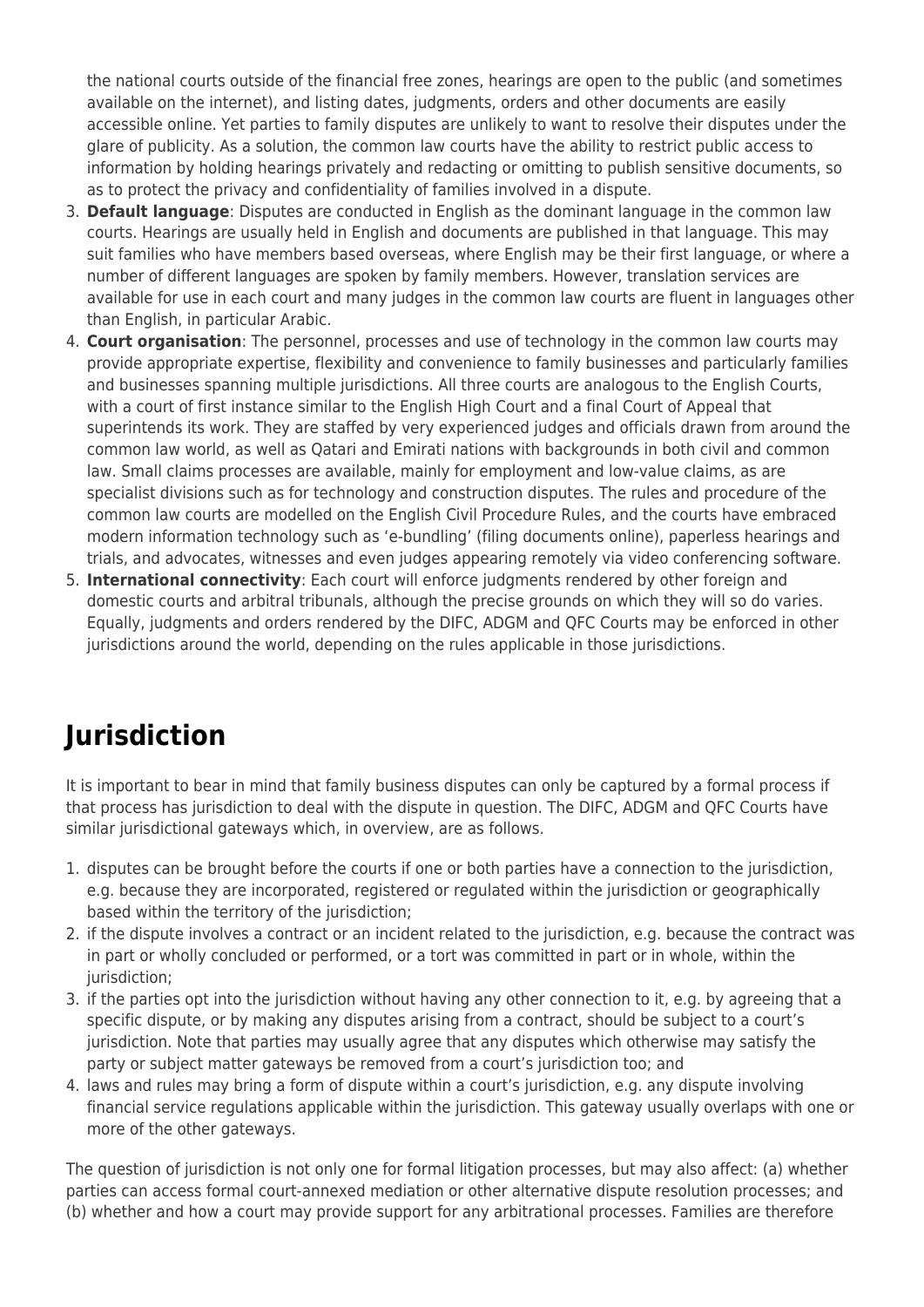the national courts outside of the financial free zones, hearings are open to the public (and sometimes available on the internet), and listing dates, judgments, orders and other documents are easily accessible online. Yet parties to family disputes are unlikely to want to resolve their disputes under the glare of publicity. As a solution, the common law courts have the ability to restrict public access to information by holding hearings privately and redacting or omitting to publish sensitive documents, so as to protect the privacy and confidentiality of families involved in a dispute.

3. **Default language**: Disputes are conducted in English as the dominant language in the common law courts. Hearings are usually held in English and documents are published in that language. This may suit families who have members based overseas, where English may be their first language, or where a number of different languages are spoken by family members. However, translation services are available for use in each court and many judges in the common law courts are fluent in languages other than English, in particular Arabic.
4. **Court organisation**: The personnel, processes and use of technology in the common law courts may provide appropriate expertise, flexibility and convenience to family businesses and particularly families and businesses spanning multiple jurisdictions. All three courts are analogous to the English Courts, with a court of first instance similar to the English High Court and a final Court of Appeal that superintends its work. They are staffed by very experienced judges and officials drawn from around the common law world, as well as Qatari and Emirati nations with backgrounds in both civil and common law. Small claims processes are available, mainly for employment and low-value claims, as are specialist divisions such as for technology and construction disputes. The rules and procedure of the common law courts are modelled on the English Civil Procedure Rules, and the courts have embraced modern information technology such as 'e-bundling' (filing documents online), paperless hearings and trials, and advocates, witnesses and even judges appearing remotely via video conferencing software.
5. **International connectivity**: Each court will enforce judgments rendered by other foreign and domestic courts and arbitral tribunals, although the precise grounds on which they will so do varies. Equally, judgments and orders rendered by the DIFC, ADGM and QFC Courts may be enforced in other jurisdictions around the world, depending on the rules applicable in those jurisdictions.

## Jurisdiction

It is important to bear in mind that family business disputes can only be captured by a formal process if that process has jurisdiction to deal with the dispute in question. The DIFC, ADGM and QFC Courts have similar jurisdictional gateways which, in overview, are as follows.

1. disputes can be brought before the courts if one or both parties have a connection to the jurisdiction, e.g. because they are incorporated, registered or regulated within the jurisdiction or geographically based within the territory of the jurisdiction;
2. if the dispute involves a contract or an incident related to the jurisdiction, e.g. because the contract was in part or wholly concluded or performed, or a tort was committed in part or in whole, within the jurisdiction;
3. if the parties opt into the jurisdiction without having any other connection to it, e.g. by agreeing that a specific dispute, or by making any disputes arising from a contract, should be subject to a court's jurisdiction. Note that parties may usually agree that any disputes which otherwise may satisfy the party or subject matter gateways be removed from a court's jurisdiction too; and
4. laws and rules may bring a form of dispute within a court's jurisdiction, e.g. any dispute involving financial service regulations applicable within the jurisdiction. This gateway usually overlaps with one or more of the other gateways.

The question of jurisdiction is not only one for formal litigation processes, but may also affect: (a) whether parties can access formal court-annexed mediation or other alternative dispute resolution processes; and (b) whether and how a court may provide support for any arbitrational processes. Families are therefore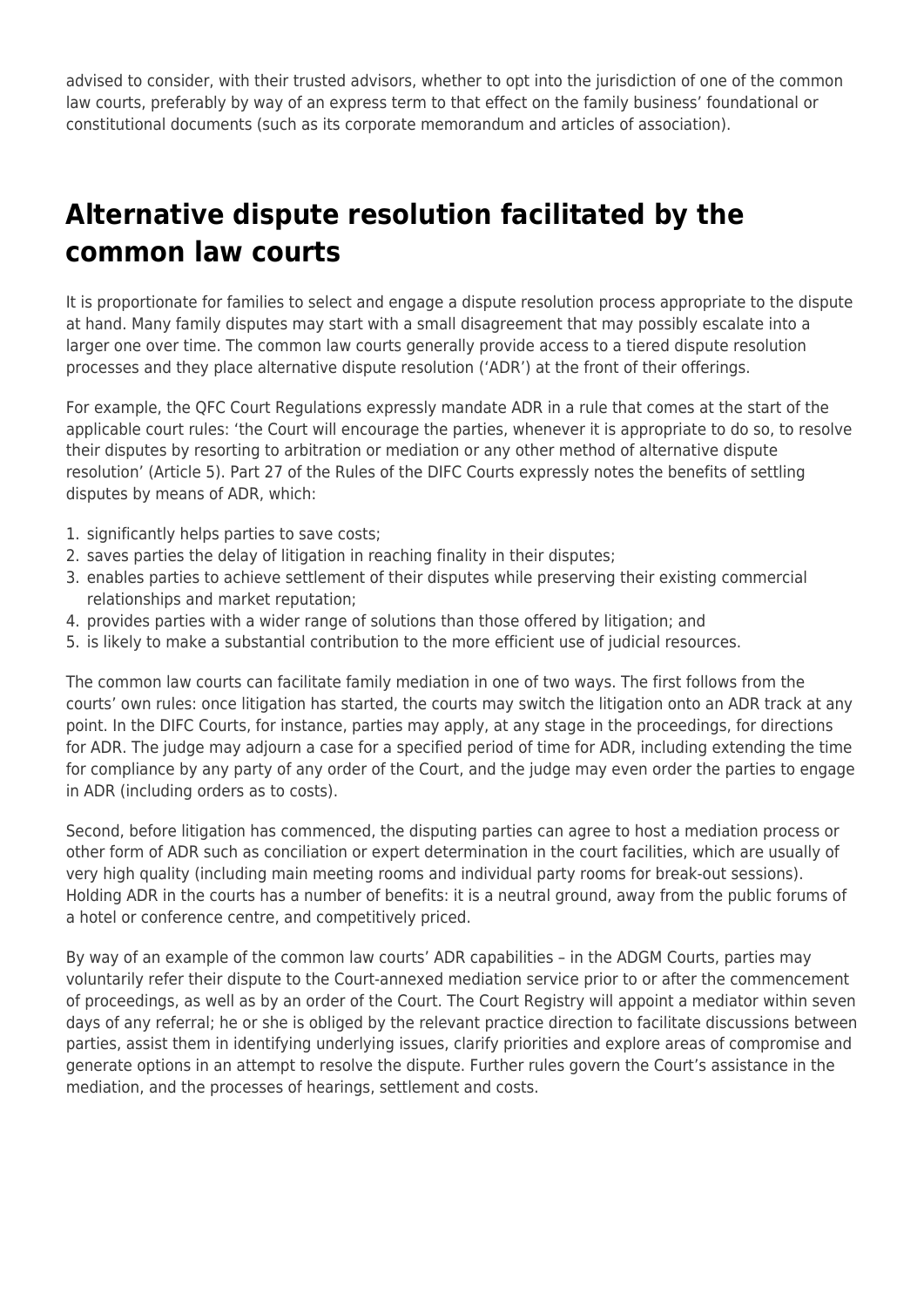advised to consider, with their trusted advisors, whether to opt into the jurisdiction of one of the common law courts, preferably by way of an express term to that effect on the family business' foundational or constitutional documents (such as its corporate memorandum and articles of association).

## Alternative dispute resolution facilitated by the common law courts

It is proportionate for families to select and engage a dispute resolution process appropriate to the dispute at hand. Many family disputes may start with a small disagreement that may possibly escalate into a larger one over time. The common law courts generally provide access to a tiered dispute resolution processes and they place alternative dispute resolution ('ADR') at the front of their offerings.

For example, the QFC Court Regulations expressly mandate ADR in a rule that comes at the start of the applicable court rules: 'the Court will encourage the parties, whenever it is appropriate to do so, to resolve their disputes by resorting to arbitration or mediation or any other method of alternative dispute resolution' (Article 5). Part 27 of the Rules of the DIFC Courts expressly notes the benefits of settling disputes by means of ADR, which:

1. significantly helps parties to save costs;
2. saves parties the delay of litigation in reaching finality in their disputes;
3. enables parties to achieve settlement of their disputes while preserving their existing commercial relationships and market reputation;
4. provides parties with a wider range of solutions than those offered by litigation; and
5. is likely to make a substantial contribution to the more efficient use of judicial resources.

The common law courts can facilitate family mediation in one of two ways. The first follows from the courts' own rules: once litigation has started, the courts may switch the litigation onto an ADR track at any point. In the DIFC Courts, for instance, parties may apply, at any stage in the proceedings, for directions for ADR. The judge may adjourn a case for a specified period of time for ADR, including extending the time for compliance by any party of any order of the Court, and the judge may even order the parties to engage in ADR (including orders as to costs).

Second, before litigation has commenced, the disputing parties can agree to host a mediation process or other form of ADR such as conciliation or expert determination in the court facilities, which are usually of very high quality (including main meeting rooms and individual party rooms for break-out sessions). Holding ADR in the courts has a number of benefits: it is a neutral ground, away from the public forums of a hotel or conference centre, and competitively priced.

By way of an example of the common law courts' ADR capabilities – in the ADGM Courts, parties may voluntarily refer their dispute to the Court-annexed mediation service prior to or after the commencement of proceedings, as well as by an order of the Court. The Court Registry will appoint a mediator within seven days of any referral; he or she is obliged by the relevant practice direction to facilitate discussions between parties, assist them in identifying underlying issues, clarify priorities and explore areas of compromise and generate options in an attempt to resolve the dispute. Further rules govern the Court's assistance in the mediation, and the processes of hearings, settlement and costs.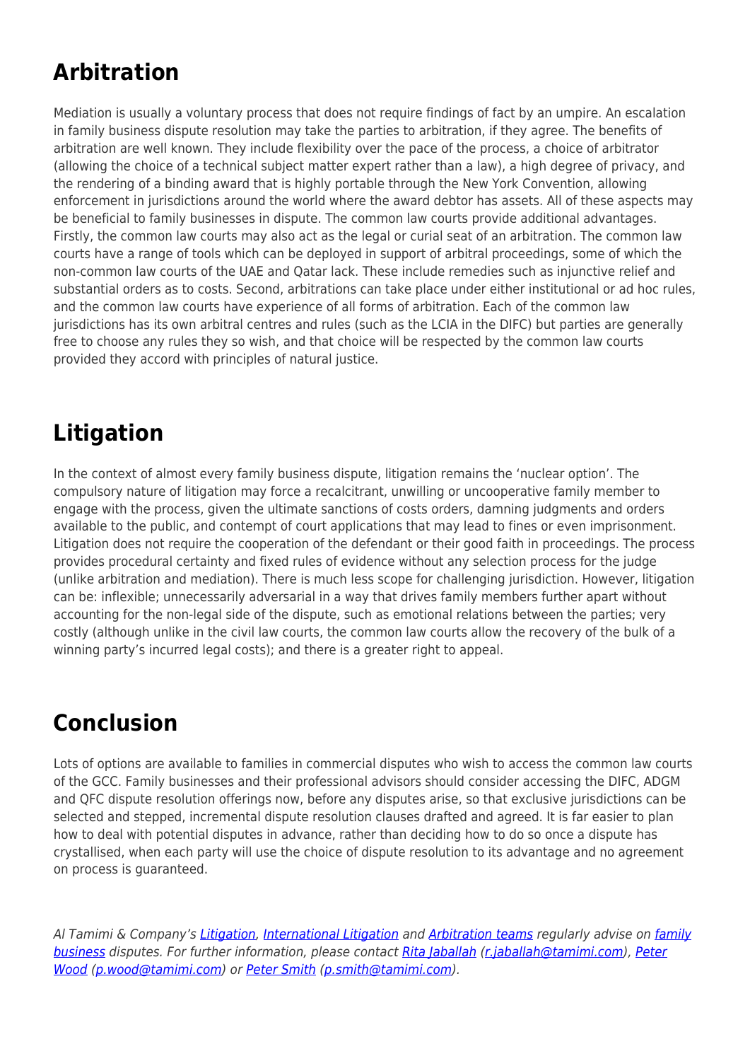## Arbitration

Mediation is usually a voluntary process that does not require findings of fact by an umpire. An escalation in family business dispute resolution may take the parties to arbitration, if they agree. The benefits of arbitration are well known. They include flexibility over the pace of the process, a choice of arbitrator (allowing the choice of a technical subject matter expert rather than a law), a high degree of privacy, and the rendering of a binding award that is highly portable through the New York Convention, allowing enforcement in jurisdictions around the world where the award debtor has assets. All of these aspects may be beneficial to family businesses in dispute. The common law courts provide additional advantages. Firstly, the common law courts may also act as the legal or curial seat of an arbitration. The common law courts have a range of tools which can be deployed in support of arbitral proceedings, some of which the non-common law courts of the UAE and Qatar lack. These include remedies such as injunctive relief and substantial orders as to costs. Second, arbitrations can take place under either institutional or ad hoc rules, and the common law courts have experience of all forms of arbitration. Each of the common law jurisdictions has its own arbitral centres and rules (such as the LCIA in the DIFC) but parties are generally free to choose any rules they so wish, and that choice will be respected by the common law courts provided they accord with principles of natural justice.

## Litigation

In the context of almost every family business dispute, litigation remains the 'nuclear option'. The compulsory nature of litigation may force a recalcitrant, unwilling or uncooperative family member to engage with the process, given the ultimate sanctions of costs orders, damning judgments and orders available to the public, and contempt of court applications that may lead to fines or even imprisonment. Litigation does not require the cooperation of the defendant or their good faith in proceedings. The process provides procedural certainty and fixed rules of evidence without any selection process for the judge (unlike arbitration and mediation). There is much less scope for challenging jurisdiction. However, litigation can be: inflexible; unnecessarily adversarial in a way that drives family members further apart without accounting for the non-legal side of the dispute, such as emotional relations between the parties; very costly (although unlike in the civil law courts, the common law courts allow the recovery of the bulk of a winning party's incurred legal costs); and there is a greater right to appeal.

## Conclusion

Lots of options are available to families in commercial disputes who wish to access the common law courts of the GCC. Family businesses and their professional advisors should consider accessing the DIFC, ADGM and QFC dispute resolution offerings now, before any disputes arise, so that exclusive jurisdictions can be selected and stepped, incremental dispute resolution clauses drafted and agreed. It is far easier to plan how to deal with potential disputes in advance, rather than deciding how to do so once a dispute has crystallised, when each party will use the choice of dispute resolution to its advantage and no agreement on process is guaranteed.

*Al Tamimi & Company's Litigation, International Litigation and Arbitration teams regularly advise on family business disputes. For further information, please contact Rita Jaballah (r.jaballah@tamimi.com), Peter Wood (p.wood@tamimi.com) or Peter Smith (p.smith@tamimi.com).*